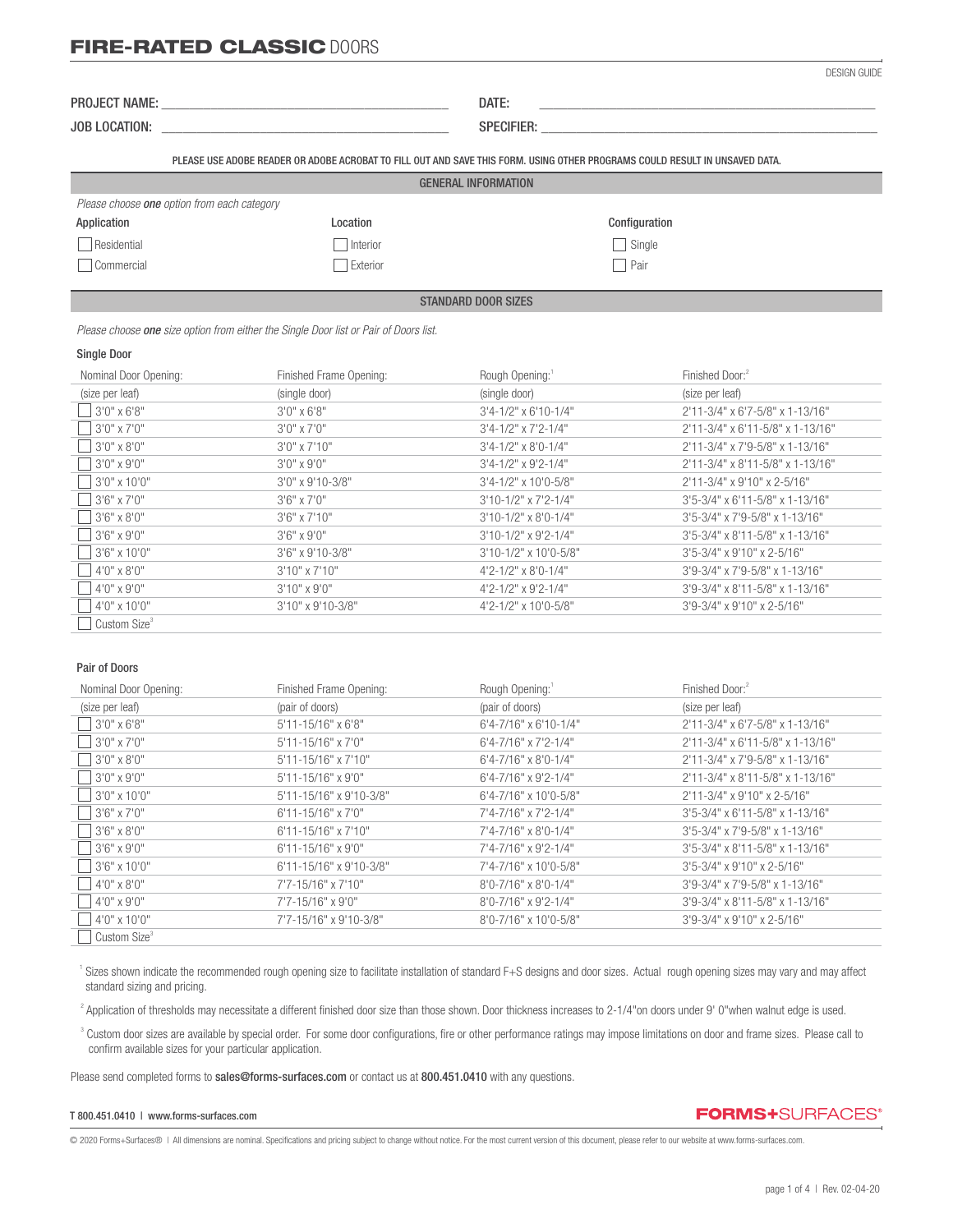# FIRE-RATED CLASSIC DOORS

DESIGN GUIDE

PROJECT NAME: ______________________ DATE: ______________________

JOB LOCATION: ______________________ SPECIFIER: ______________________

PLEASE USE ADOBE READER OR ADOBE ACROBAT TO FILL OUT AND SAVE THIS FORM. USING OTHER PROGRAMS COULD RESULT IN UNSAVED DATA.

## GENERAL INFORMATION

*Please choose **one** option from each category*

| Application | Location | Configuration |
|---|---|---|
| ☐ Residential | ☐ Interior | ☐ Single |
| ☐ Commercial | ☐ Exterior | ☐ Pair |

## STANDARD DOOR SIZES

*Please choose **one** size option from either the Single Door list or Pair of Doors list.*

### Single Door

| Nominal Door Opening: (size per leaf) | Finished Frame Opening: (single door) | Rough Opening:[1] (single door) | Finished Door:[2] (size per leaf) |
|---|---|---|---|
| ☐ 3'0" x 6'8" | 3'0" x 6'8" | 3'4-1/2" x 6'10-1/4" | 2'11-3/4" x 6'7-5/8" x 1-13/16" |
| ☐ 3'0" x 7'0" | 3'0" x 7'0" | 3'4-1/2" x 7'2-1/4" | 2'11-3/4" x 6'11-5/8" x 1-13/16" |
| ☐ 3'0" x 8'0" | 3'0" x 7'10" | 3'4-1/2" x 8'0-1/4" | 2'11-3/4" x 7'9-5/8" x 1-13/16" |
| ☐ 3'0" x 9'0" | 3'0" x 9'0" | 3'4-1/2" x 9'2-1/4" | 2'11-3/4" x 8'11-5/8" x 1-13/16" |
| ☐ 3'0" x 10'0" | 3'0" x 9'10-3/8" | 3'4-1/2" x 10'0-5/8" | 2'11-3/4" x 9'10" x 2-5/16" |
| ☐ 3'6" x 7'0" | 3'6" x 7'0" | 3'10-1/2" x 7'2-1/4" | 3'5-3/4" x 6'11-5/8" x 1-13/16" |
| ☐ 3'6" x 8'0" | 3'6" x 7'10" | 3'10-1/2" x 8'0-1/4" | 3'5-3/4" x 7'9-5/8" x 1-13/16" |
| ☐ 3'6" x 9'0" | 3'6" x 9'0" | 3'10-1/2" x 9'2-1/4" | 3'5-3/4" x 8'11-5/8" x 1-13/16" |
| ☐ 3'6" x 10'0" | 3'6" x 9'10-3/8" | 3'10-1/2" x 10'0-5/8" | 3'5-3/4" x 9'10" x 2-5/16" |
| ☐ 4'0" x 8'0" | 3'10" x 7'10" | 4'2-1/2" x 8'0-1/4" | 3'9-3/4" x 7'9-5/8" x 1-13/16" |
| ☐ 4'0" x 9'0" | 3'10" x 9'0" | 4'2-1/2" x 9'2-1/4" | 3'9-3/4" x 8'11-5/8" x 1-13/16" |
| ☐ 4'0" x 10'0" | 3'10" x 9'10-3/8" | 4'2-1/2" x 10'0-5/8" | 3'9-3/4" x 9'10" x 2-5/16" |
| ☐ Custom Size[3] | | | |

### Pair of Doors

| Nominal Door Opening: (size per leaf) | Finished Frame Opening: (pair of doors) | Rough Opening:[1] (pair of doors) | Finished Door:[2] (size per leaf) |
|---|---|---|---|
| ☐ 3'0" x 6'8" | 5'11-15/16" x 6'8" | 6'4-7/16" x 6'10-1/4" | 2'11-3/4" x 6'7-5/8" x 1-13/16" |
| ☐ 3'0" x 7'0" | 5'11-15/16" x 7'0" | 6'4-7/16" x 7'2-1/4" | 2'11-3/4" x 6'11-5/8" x 1-13/16" |
| ☐ 3'0" x 8'0" | 5'11-15/16" x 7'10" | 6'4-7/16" x 8'0-1/4" | 2'11-3/4" x 7'9-5/8" x 1-13/16" |
| ☐ 3'0" x 9'0" | 5'11-15/16" x 9'0" | 6'4-7/16" x 9'2-1/4" | 2'11-3/4" x 8'11-5/8" x 1-13/16" |
| ☐ 3'0" x 10'0" | 5'11-15/16" x 9'10-3/8" | 6'4-7/16" x 10'0-5/8" | 2'11-3/4" x 9'10" x 2-5/16" |
| ☐ 3'6" x 7'0" | 6'11-15/16" x 7'0" | 7'4-7/16" x 7'2-1/4" | 3'5-3/4" x 6'11-5/8" x 1-13/16" |
| ☐ 3'6" x 8'0" | 6'11-15/16" x 7'10" | 7'4-7/16" x 8'0-1/4" | 3'5-3/4" x 7'9-5/8" x 1-13/16" |
| ☐ 3'6" x 9'0" | 6'11-15/16" x 9'0" | 7'4-7/16" x 9'2-1/4" | 3'5-3/4" x 8'11-5/8" x 1-13/16" |
| ☐ 3'6" x 10'0" | 6'11-15/16" x 9'10-3/8" | 7'4-7/16" x 10'0-5/8" | 3'5-3/4" x 9'10" x 2-5/16" |
| ☐ 4'0" x 8'0" | 7'7-15/16" x 7'10" | 8'0-7/16" x 8'0-1/4" | 3'9-3/4" x 7'9-5/8" x 1-13/16" |
| ☐ 4'0" x 9'0" | 7'7-15/16" x 9'0" | 8'0-7/16" x 9'2-1/4" | 3'9-3/4" x 8'11-5/8" x 1-13/16" |
| ☐ 4'0" x 10'0" | 7'7-15/16" x 9'10-3/8" | 8'0-7/16" x 10'0-5/8" | 3'9-3/4" x 9'10" x 2-5/16" |
| ☐ Custom Size[3] | | | |

[1] Sizes shown indicate the recommended rough opening size to facilitate installation of standard F+S designs and door sizes. Actual rough opening sizes may vary and may affect standard sizing and pricing.

[2] Application of thresholds may necessitate a different finished door size than those shown. Door thickness increases to 2-1/4"on doors under 9' 0"when walnut edge is used.

[3] Custom door sizes are available by special order. For some door configurations, fire or other performance ratings may impose limitations on door and frame sizes. Please call to confirm available sizes for your particular application.

Please send completed forms to **sales@forms-surfaces.com** or contact us at **800.451.0410** with any questions.

T 800.451.0410 | www.forms-surfaces.com

FORMS+SURFACES®

© 2020 Forms+Surfaces® | All dimensions are nominal. Specifications and pricing subject to change without notice. For the most current version of this document, please refer to our website at www.forms-surfaces.com.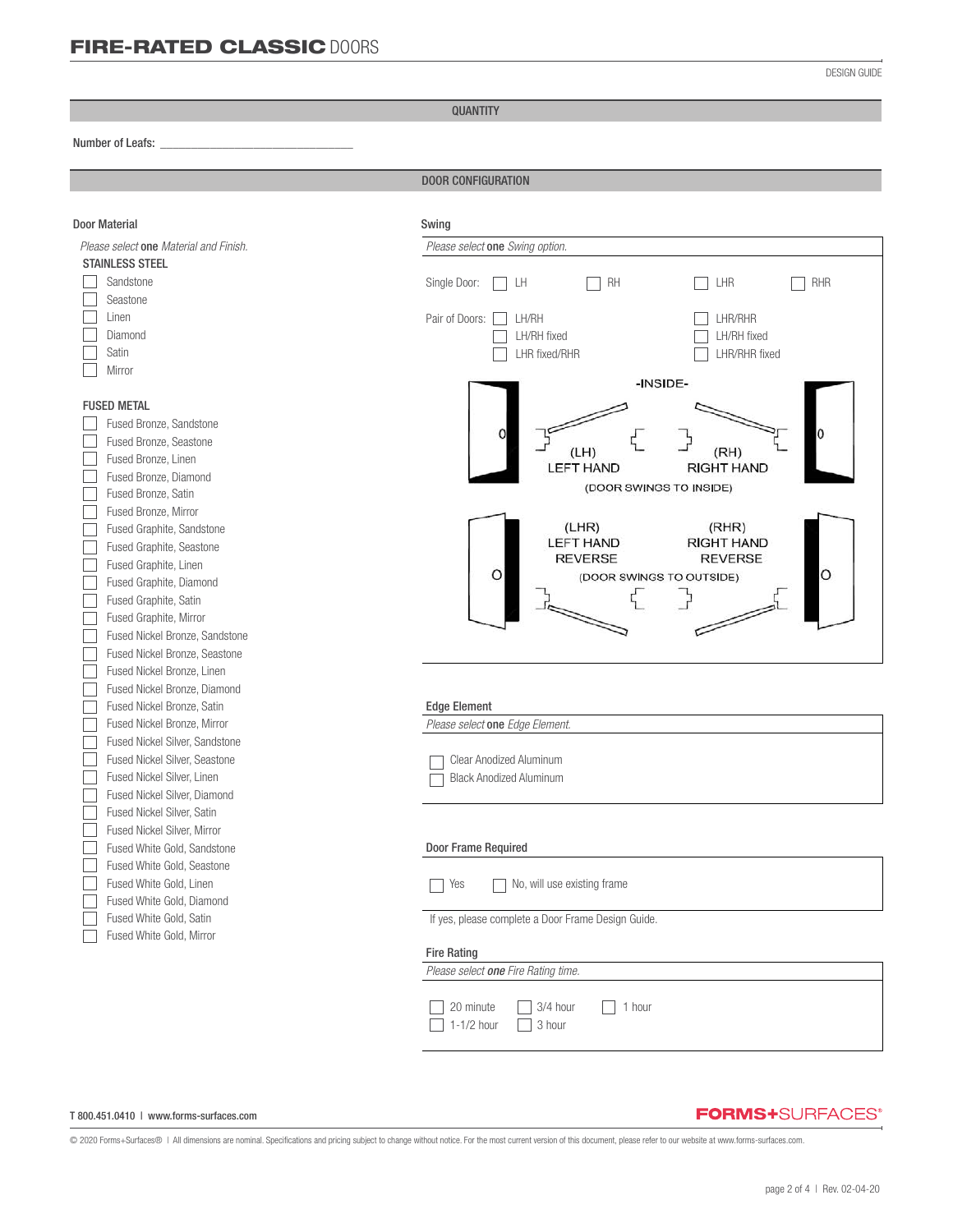# FIRE-RATED CLASSIC DOORS

DESIGN GUIDE

## QUANTITY

Number of Leafs: ______________________________

## DOOR CONFIGURATION

### Door Material

*Please select* **one** *Material and Finish.*

**STAINLESS STEEL**

- ☐ Sandstone
- ☐ Seastone
- ☐ Linen
- ☐ Diamond
- ☐ Satin
- ☐ Mirror

**FUSED METAL**

- ☐ Fused Bronze, Sandstone
- ☐ Fused Bronze, Seastone
- ☐ Fused Bronze, Linen
- ☐ Fused Bronze, Diamond
- ☐ Fused Bronze, Satin
- ☐ Fused Bronze, Mirror
- ☐ Fused Graphite, Sandstone
- ☐ Fused Graphite, Seastone
- ☐ Fused Graphite, Linen
- ☐ Fused Graphite, Diamond
- ☐ Fused Graphite, Satin
- ☐ Fused Graphite, Mirror
- ☐ Fused Nickel Bronze, Sandstone
- ☐ Fused Nickel Bronze, Seastone
- ☐ Fused Nickel Bronze, Linen
- ☐ Fused Nickel Bronze, Diamond
- ☐ Fused Nickel Bronze, Satin
- ☐ Fused Nickel Bronze, Mirror
- ☐ Fused Nickel Silver, Sandstone
- ☐ Fused Nickel Silver, Seastone
- ☐ Fused Nickel Silver, Linen
- ☐ Fused Nickel Silver, Diamond
- ☐ Fused Nickel Silver, Satin
- ☐ Fused Nickel Silver, Mirror
- ☐ Fused White Gold, Sandstone
- ☐ Fused White Gold, Seastone
- ☐ Fused White Gold, Linen
- ☐ Fused White Gold, Diamond
- ☐ Fused White Gold, Satin
- ☐ Fused White Gold, Mirror

### Swing

*Please select* **one** *Swing option.*

Single Door: ☐ LH ☐ RH ☐ LHR ☐ RHR

Pair of Doors:
- ☐ LH/RH
- ☐ LH/RH fixed
- ☐ LHR fixed/RHR
- ☐ LHR/RHR
- ☐ LH/RH fixed
- ☐ LHR/RHR fixed

-INSIDE-

(LH) LEFT HAND — (RH) RIGHT HAND

(DOOR SWINGS TO INSIDE)

(LHR) LEFT HAND REVERSE — (RHR) RIGHT HAND REVERSE

(DOOR SWINGS TO OUTSIDE)

### Edge Element

*Please select* **one** *Edge Element.*

- ☐ Clear Anodized Aluminum
- ☐ Black Anodized Aluminum

### Door Frame Required

☐ Yes ☐ No, will use existing frame

If yes, please complete a Door Frame Design Guide.

### Fire Rating

*Please select* ***one*** *Fire Rating time.*

- ☐ 20 minute
- ☐ 3/4 hour
- ☐ 1 hour
- ☐ 1-1/2 hour
- ☐ 3 hour

T 800.451.0410 | www.forms-surfaces.com

FORMS+SURFACES®

© 2020 Forms+Surfaces® | All dimensions are nominal. Specifications and pricing subject to change without notice. For the most current version of this document, please refer to our website at www.forms-surfaces.com.

Rev. 02-04-20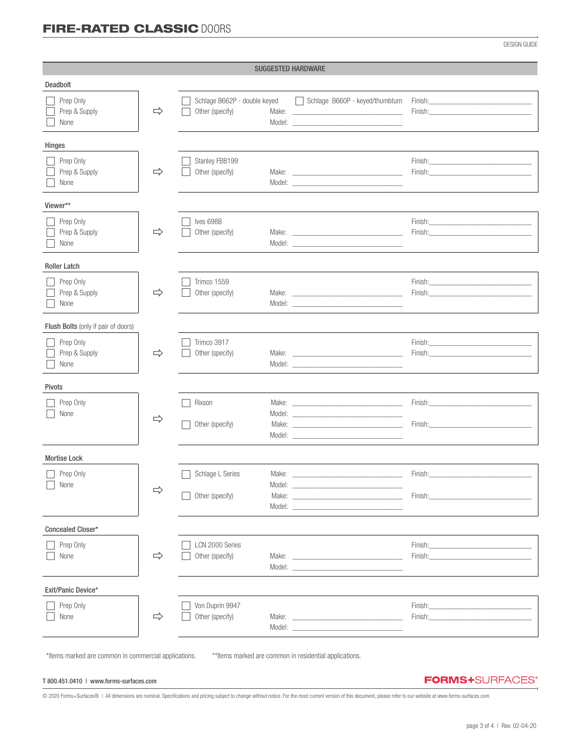# FIRE-RATED CLASSIC DOORS

DESIGN GUIDE

## SUGGESTED HARDWARE

### Deadbolt

- ☐ Prep Only
- ☐ Prep & Supply
- ☐ None

⇨

- ☐ Schlage B662P - double keyed — Finish: ____________
- ☐ Schlage B660P - keyed/thumbturn
- ☐ Other (specify) Make: ____________ Model: ____________ — Finish: ____________

### Hinges

- ☐ Prep Only
- ☐ Prep & Supply
- ☐ None

⇨

- ☐ Stanley FBB199 — Finish: ____________
- ☐ Other (specify) Make: ____________ Model: ____________ — Finish: ____________

### Viewer**

- ☐ Prep Only
- ☐ Prep & Supply
- ☐ None

⇨

- ☐ Ives 698B — Finish: ____________
- ☐ Other (specify) Make: ____________ Model: ____________ — Finish: ____________

### Roller Latch

- ☐ Prep Only
- ☐ Prep & Supply
- ☐ None

⇨

- ☐ Trimco 1559 — Finish: ____________
- ☐ Other (specify) Make: ____________ Model: ____________ — Finish: ____________

### Flush Bolts (only if pair of doors)

- ☐ Prep Only
- ☐ Prep & Supply
- ☐ None

⇨

- ☐ Trimco 3917 — Finish: ____________
- ☐ Other (specify) Make: ____________ Model: ____________ — Finish: ____________

### Pivots

- ☐ Prep Only
- ☐ None

⇨

- ☐ Rixson Make: ____________ Model: ____________ — Finish: ____________
- ☐ Other (specify) Make: ____________ Model: ____________ — Finish: ____________

### Mortise Lock

- ☐ Prep Only
- ☐ None

⇨

- ☐ Schlage L Series Make: ____________ Model: ____________ — Finish: ____________
- ☐ Other (specify) Make: ____________ Model: ____________ — Finish: ____________

### Concealed Closer*

- ☐ Prep Only
- ☐ None

⇨

- ☐ LCN 2000 Series — Finish: ____________
- ☐ Other (specify) Make: ____________ Model: ____________ — Finish: ____________

### Exit/Panic Device*

- ☐ Prep Only
- ☐ None

⇨

- ☐ Von Duprin 9947 — Finish: ____________
- ☐ Other (specify) Make: ____________ Model: ____________ — Finish: ____________

*Items marked are common in commercial applications. **Items marked are common in residential applications.

T 800.451.0410 | www.forms-surfaces.com

FORMS+SURFACES®

© 2020 Forms+Surfaces® | All dimensions are nominal. Specifications and pricing subject to change without notice. For the most current version of this document, please refer to our website at www.forms-surfaces.com.

Rev. 02-04-20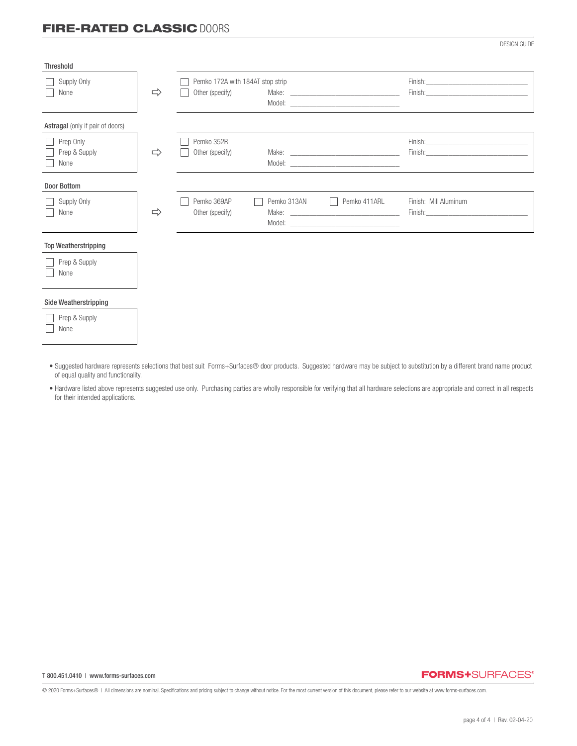DESIGN GUIDE

### Threshold

| | | | |
|---|---|---|---|
| ☐ Supply Only<br>☐ None | ⇨ | ☐ Pemko 172A with 184AT stop strip<br>☐ Other (specify) Make: ______ Model: ______ | Finish: ______<br>Finish: ______ |

### Astragal (only if pair of doors)

| | | | |
|---|---|---|---|
| ☐ Prep Only<br>☐ Prep & Supply<br>☐ None | ⇨ | ☐ Pemko 352R<br>☐ Other (specify) Make: ______ Model: ______ | Finish: ______<br>Finish: ______ |

### Door Bottom

| | | | |
|---|---|---|---|
| ☐ Supply Only<br>☐ None | ⇨ | ☐ Pemko 369AP ☐ Pemko 313AN ☐ Pemko 411ARL<br>Other (specify) Make: ______ Model: ______ | Finish: Mill Aluminum<br>Finish: ______ |

### Top Weatherstripping

☐ Prep & Supply
☐ None

### Side Weatherstripping

☐ Prep & Supply
☐ None

- Suggested hardware represents selections that best suit Forms+Surfaces® door products. Suggested hardware may be subject to substitution by a different brand name product of equal quality and functionality.
- Hardware listed above represents suggested use only. Purchasing parties are wholly responsible for verifying that all hardware selections are appropriate and correct in all respects for their intended applications.

T 800.451.0410 | www.forms-surfaces.com

FORMS+SURFACES®

© 2020 Forms+Surfaces® | All dimensions are nominal. Specifications and pricing subject to change without notice. For the most current version of this document, please refer to our website at www.forms-surfaces.com.

Rev. 02-04-20